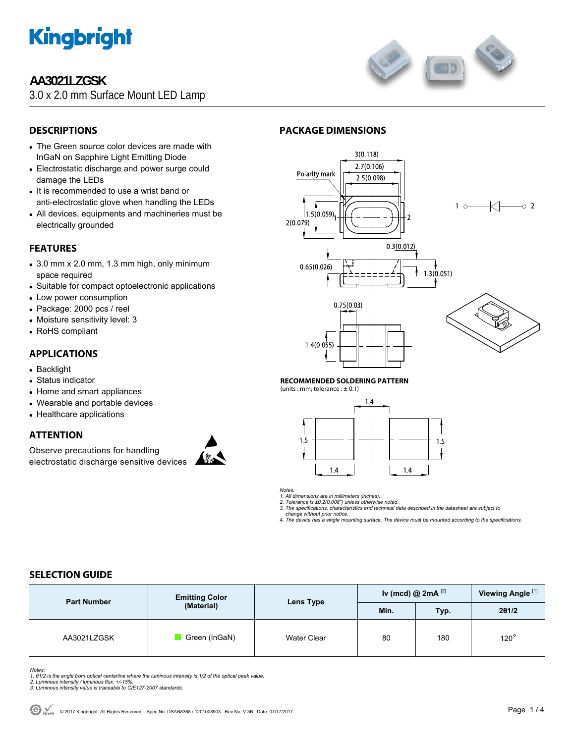# Kingbright

## AA3021LZGSK

3.0 x 2.0 mm Surface Mount LED Lamp

## DESCRIPTIONS

- The Green source color devices are made with InGaN on Sapphire Light Emitting Diode
- Electrostatic discharge and power surge could damage the LEDs
- It is recommended to use a wrist band or anti-electrostatic glove when handling the LEDs
- All devices, equipments and machineries must be electrically grounded

## FEATURES

- 3.0 mm x 2.0 mm, 1.3 mm high, only minimum space required
- Suitable for compact optoelectronic applications
- Low power consumption
- Package: 2000 pcs / reel
- Moisture sensitivity level: 3
- RoHS compliant

## APPLICATIONS

- Backlight
- Status indicator
- Home and smart appliances
- Wearable and portable devices
- Healthcare applications

## ATTENTION

Observe precautions for handling electrostatic discharge sensitive devices

## PACKAGE DIMENSIONS

3(0.118)
2.7(0.106)
2.5(0.098)
Polarity mark
1.5(0.059)
2(0.079)
1
2
0.3(0.012)
0.65(0.026)
1.3(0.051)
0.75(0.03)
1.4(0.055)

### RECOMMENDED SOLDERING PATTERN

(units : mm; tolerance : ± 0.1)

1.4
1.5
1.5
1.4
1.4

*Notes:*
*1. All dimensions are in millimeters (inches).*
*2. Tolerance is ±0.2(0.008") unless otherwise noted.*
*3. The specifications, characteristics and technical data described in the datasheet are subject to change without prior notice.*
*4. The device has a single mounting surface. The device must be mounted according to the specifications.*

## SELECTION GUIDE

| Part Number | Emitting Color (Material) | Lens Type | Iv (mcd) @ 2mA [2] | | Viewing Angle [1] |
|---|---|---|---|---|---|
| | | | Min. | Typ. | 2θ1/2 |
| AA3021LZGSK | Green (InGaN) | Water Clear | 80 | 180 | 120° |

*Notes:*
*1. θ1/2 is the angle from optical centerline where the luminous intensity is 1/2 of the optical peak value.*
*2. Luminous intensity / luminous flux: +/-15%.*
*3. Luminous intensity value is traceable to CIE127-2007 standards.*

© 2017 Kingbright. All Rights Reserved. Spec No: DSAN8368 / 1201008903 Rev No: V.3B Date: 07/17/2017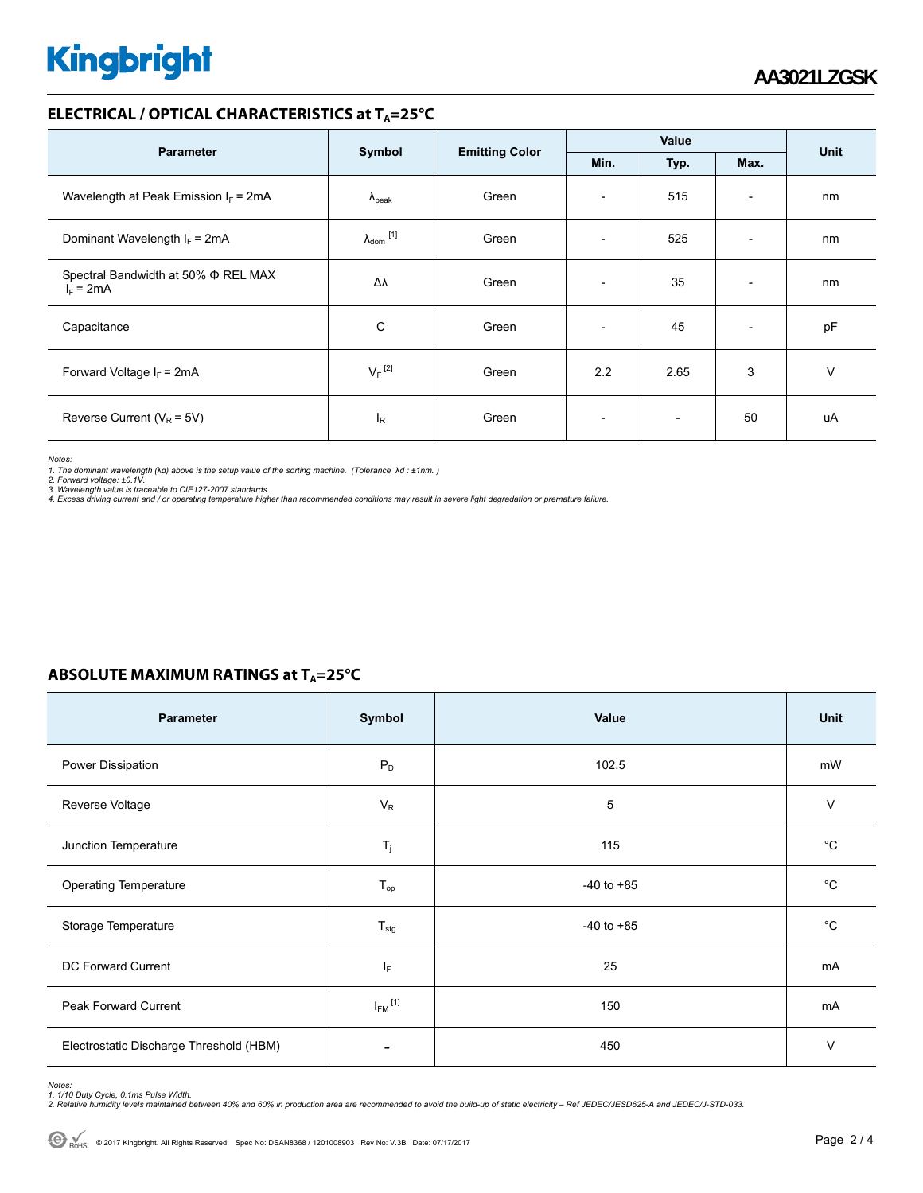## ELECTRICAL / OPTICAL CHARACTERISTICS at $T_A$=25°C

| Parameter | Symbol | Emitting Color | Value | | | Unit |
|---|---|---|---|---|---|---|
| | | | Min. | Typ. | Max. | |
| Wavelength at Peak Emission $I_F$ = 2mA | $\lambda_{peak}$ | Green | - | 515 | - | nm |
| Dominant Wavelength $I_F$ = 2mA | $\lambda_{dom}$ [1] | Green | - | 525 | - | nm |
| Spectral Bandwidth at 50% Φ REL MAX $I_F$ = 2mA | Δλ | Green | - | 35 | - | nm |
| Capacitance | C | Green | - | 45 | - | pF |
| Forward Voltage $I_F$ = 2mA | $V_F$ [2] | Green | 2.2 | 2.65 | 3 | V |
| Reverse Current ($V_R$ = 5V) | $I_R$ | Green | - | - | 50 | uA |

*Notes:*
*1. The dominant wavelength (λd) above is the setup value of the sorting machine. (Tolerance λd : ±1nm. )*
*2. Forward voltage: ±0.1V.*
*3. Wavelength value is traceable to CIE127-2007 standards.*
*4. Excess driving current and / or operating temperature higher than recommended conditions may result in severe light degradation or premature failure.*

## ABSOLUTE MAXIMUM RATINGS at $T_A$=25°C

| Parameter | Symbol | Value | Unit |
|---|---|---|---|
| Power Dissipation | $P_D$ | 102.5 | mW |
| Reverse Voltage | $V_R$ | 5 | V |
| Junction Temperature | $T_j$ | 115 | °C |
| Operating Temperature | $T_{op}$ | -40 to +85 | °C |
| Storage Temperature | $T_{stg}$ | -40 to +85 | °C |
| DC Forward Current | $I_F$ | 25 | mA |
| Peak Forward Current | $I_{FM}$ [1] | 150 | mA |
| Electrostatic Discharge Threshold (HBM) | - | 450 | V |

*Notes:*
*1. 1/10 Duty Cycle, 0.1ms Pulse Width.*
*2. Relative humidity levels maintained between 40% and 60% in production area are recommended to avoid the build-up of static electricity – Ref JEDEC/JESD625-A and JEDEC/J-STD-033.*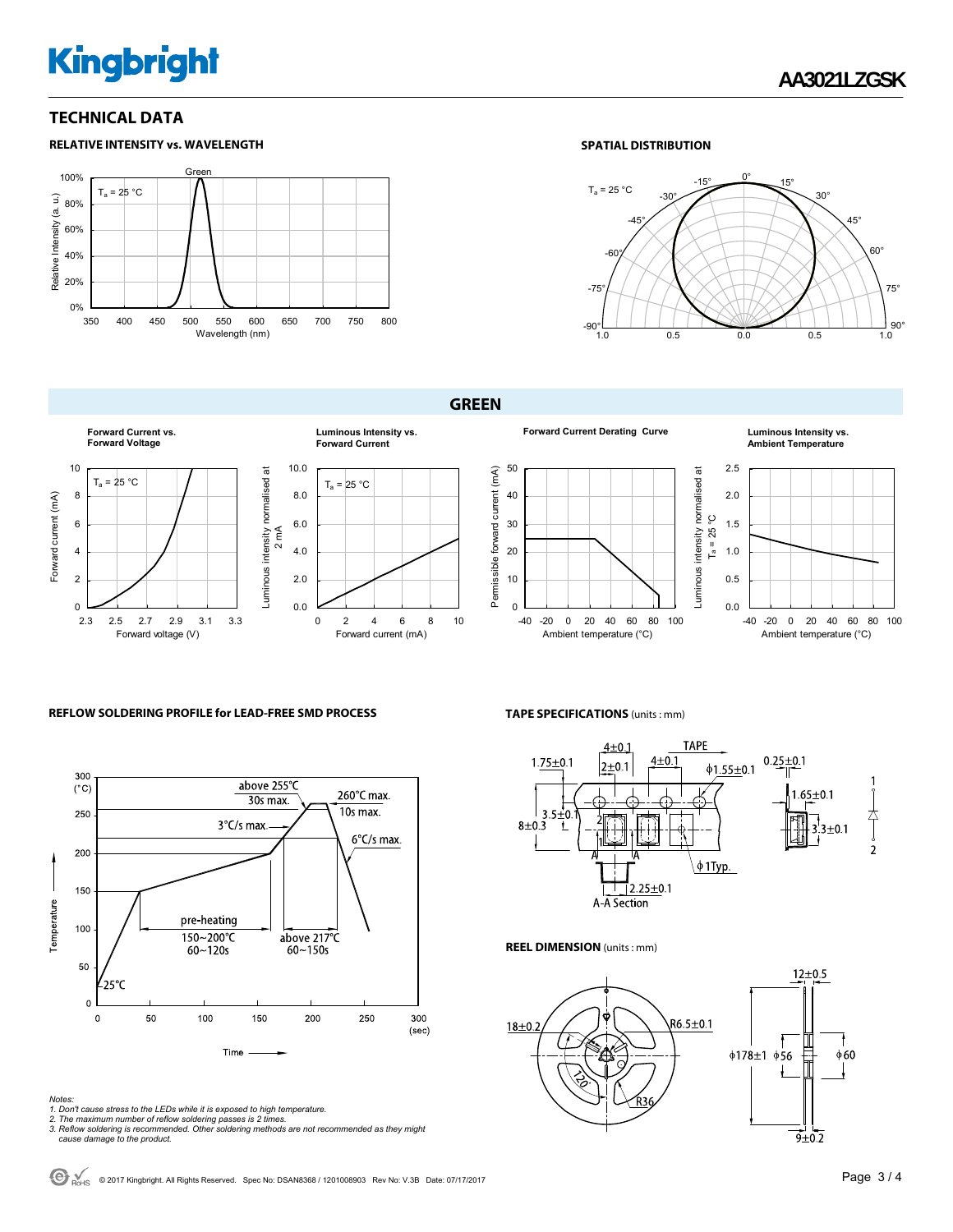## TECHNICAL DATA

### RELATIVE INTENSITY vs. WAVELENGTH

Green

$T_a$ = 25 °C

Relative Intensity (a. u.)

100%
80%
60%
40%
20%
0%

350 400 450 500 550 600 650 700 750 800

Wavelength (nm)

### SPATIAL DISTRIBUTION

$T_a$ = 25 °C

0° 15° 30° 45° 60° 75° 90°
-15° -30° -45° -60° -75° -90°

1.0 0.5 0.0 0.5 1.0

## GREEN

**Forward Current vs. Forward Voltage**

$T_a$ = 25 °C

Forward current (mA)

10 8 6 4 2 0

2.3 2.5 2.7 2.9 3.1 3.3

Forward voltage (V)

**Luminous Intensity vs. Forward Current**

$T_a$ = 25 °C

Luminous intensity normalised at 2 mA

10.0 8.0 6.0 4.0 2.0 0.0

0 2 4 6 8 10

Forward current (mA)

**Forward Current Derating Curve**

Permissible forward current (mA)

50 40 30 20 10 0

-40 -20 0 20 40 60 80 100

Ambient temperature (°C)

**Luminous Intensity vs. Ambient Temperature**

Luminous intensity normalised at $T_a$ = 25 °C

2.5 2.0 1.5 1.0 0.5 0.0

-40 -20 0 20 40 60 80 100

Ambient temperature (°C)

### REFLOW SOLDERING PROFILE for LEAD-FREE SMD PROCESS

300 (°C) 250 200 150 100 50 0

Temperature

0 50 100 150 200 250 300 (sec)

Time

above 255°C 30s max.

260°C max. 10s max.

3°C/s max.

6°C/s max.

pre-heating 150~200°C 60~120s

above 217°C 60~150s

25°C

Notes:
1. Don't cause stress to the LEDs while it is exposed to high temperature.
2. The maximum number of reflow soldering passes is 2 times.
3. Reflow soldering is recommended. Other soldering methods are not recommended as they might cause damage to the product.

### TAPE SPECIFICATIONS (units : mm)

TAPE

4±0.1
2±0.1
4±0.1
1.75±0.1
ϕ1.55±0.1
0.25±0.1
1.65±0.1
3.5±0.1
8±0.3
3.3±0.1
ϕ1Typ.
2.25±0.1
A-A Section
1
2

### REEL DIMENSION (units : mm)

12±0.5
18±0.2
R6.5±0.1
120°
R36
ϕ178±1
ϕ56
ϕ60
9±0.2

© 2017 Kingbright. All Rights Reserved. Spec No: DSAN8368 / 1201008903 Rev No: V.3B Date: 07/17/2017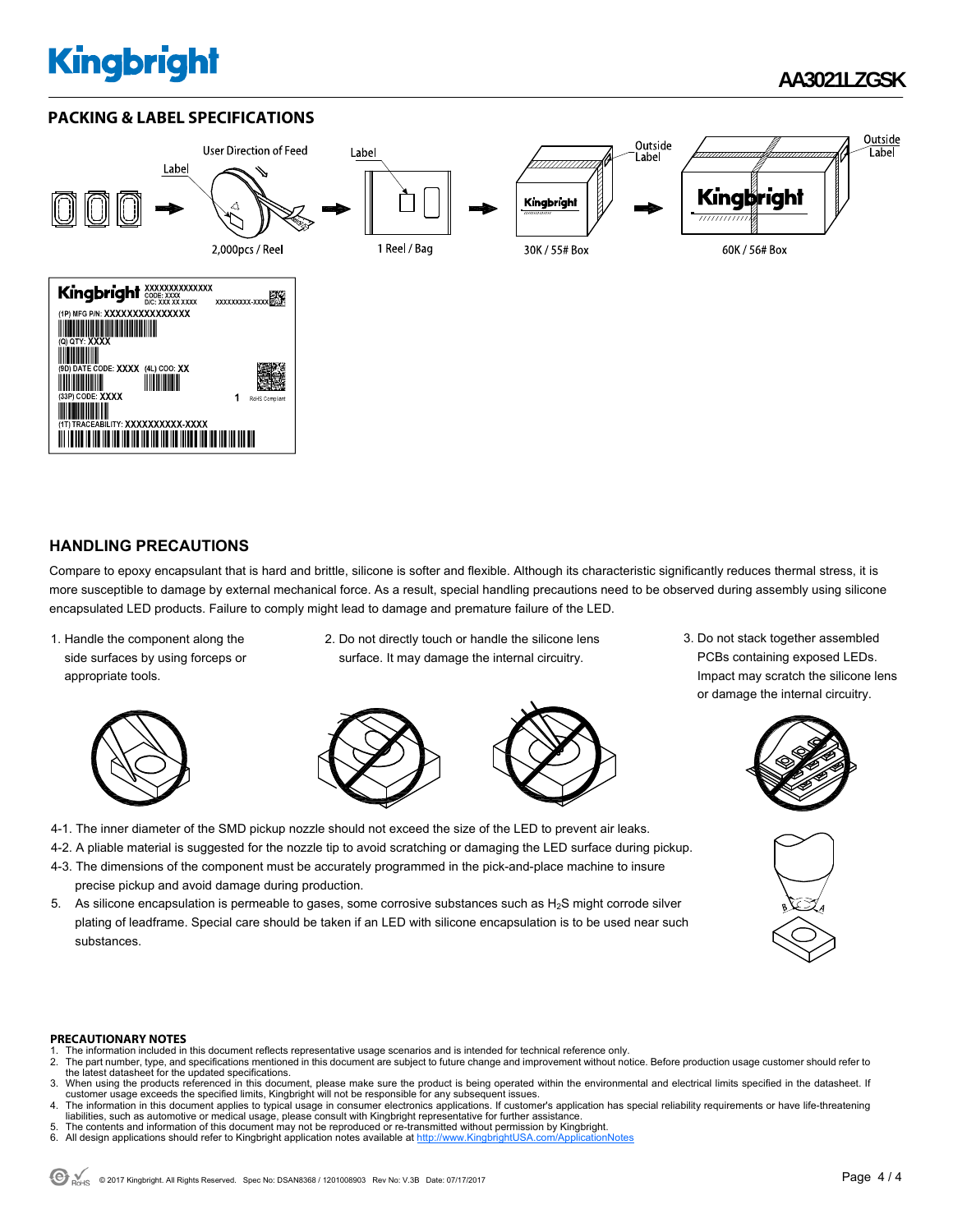## PACKING & LABEL SPECIFICATIONS

User Direction of Feed

Label

Label

Outside Label

Outside Label

2,000pcs / Reel

1 Reel / Bag

30K / 55# Box

60K / 56# Box

Kingbright XXXXXXXXXXXXX
CODE: XXXX
D/C: XXX XX XXXX
XXXXXXXXX-XXXX
(1P) MFG P/N: XXXXXXXXXXXXXX
(Q) QTY: XXXX
(9D) DATE CODE: XXXX (4L) COO: XX
(33P) CODE: XXXX 1 RoHS Compliant
(1T) TRACEABILITY: XXXXXXXXXX-XXXX

## HANDLING PRECAUTIONS

Compare to epoxy encapsulant that is hard and brittle, silicone is softer and flexible. Although its characteristic significantly reduces thermal stress, it is more susceptible to damage by external mechanical force. As a result, special handling precautions need to be observed during assembly using silicone encapsulated LED products. Failure to comply might lead to damage and premature failure of the LED.

1. Handle the component along the side surfaces by using forceps or appropriate tools.
2. Do not directly touch or handle the silicone lens surface. It may damage the internal circuitry.
3. Do not stack together assembled PCBs containing exposed LEDs. Impact may scratch the silicone lens or damage the internal circuitry.

4-1. The inner diameter of the SMD pickup nozzle should not exceed the size of the LED to prevent air leaks.
4-2. A pliable material is suggested for the nozzle tip to avoid scratching or damaging the LED surface during pickup.
4-3. The dimensions of the component must be accurately programmed in the pick-and-place machine to insure precise pickup and avoid damage during production.
5. As silicone encapsulation is permeable to gases, some corrosive substances such as $H_2S$ might corrode silver plating of leadframe. Special care should be taken if an LED with silicone encapsulation is to be used near such substances.

B A

### PRECAUTIONARY NOTES

1. The information included in this document reflects representative usage scenarios and is intended for technical reference only.
2. The part number, type, and specifications mentioned in this document are subject to future change and improvement without notice. Before production usage customer should refer to the latest datasheet for the updated specifications.
3. When using the products referenced in this document, please make sure the product is being operated within the environmental and electrical limits specified in the datasheet. If customer usage exceeds the specified limits, Kingbright will not be responsible for any subsequent issues.
4. The information in this document applies to typical usage in consumer electronics applications. If customer's application has special reliability requirements or have life-threatening liabilities, such as automotive or medical usage, please consult with Kingbright representative for further assistance.
5. The contents and information of this document may not be reproduced or re-transmitted without permission by Kingbright.
6. All design applications should refer to Kingbright application notes available at http://www.KingbrightUSA.com/ApplicationNotes